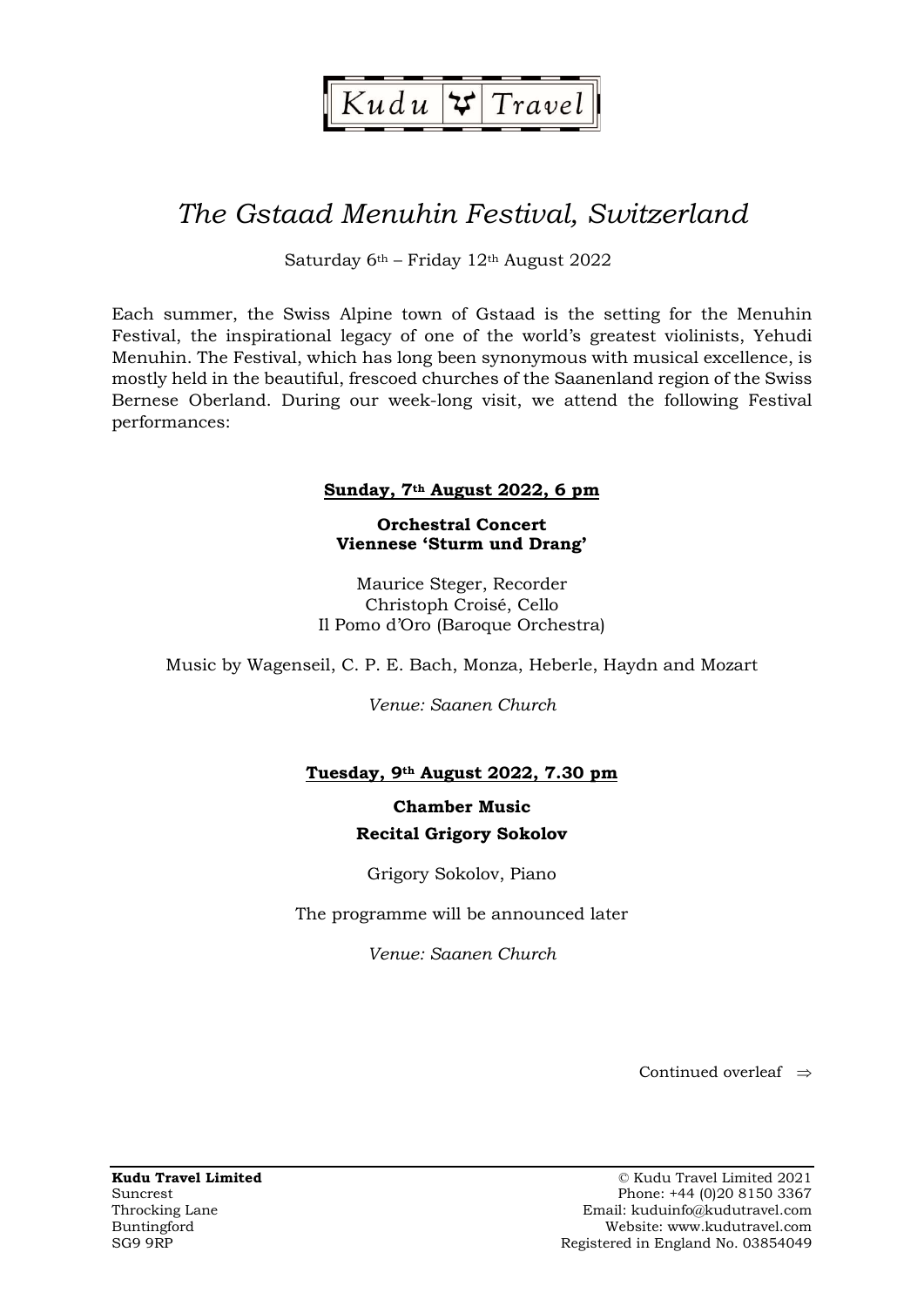Kudu Travel

# *The Gstaad Menuhin Festival, Switzerland*

Saturday 6th – Friday 12th August 2022

Each summer, the Swiss Alpine town of Gstaad is the setting for the Menuhin Festival, the inspirational legacy of one of the world's greatest violinists, Yehudi Menuhin. The Festival, which has long been synonymous with musical excellence, is mostly held in the beautiful, frescoed churches of the Saanenland region of the Swiss Bernese Oberland. During our week-long visit, we attend the following Festival performances:

**Sunday, 7th August 2022, 6 pm**

**Orchestral Concert**
**Viennese 'Sturm und Drang'**

Maurice Steger, Recorder
Christoph Croisé, Cello
Il Pomo d'Oro (Baroque Orchestra)

Music by Wagenseil, C. P. E. Bach, Monza, Heberle, Haydn and Mozart

*Venue: Saanen Church*

**Tuesday, 9th August 2022, 7.30 pm**

**Chamber Music**
**Recital Grigory Sokolov**

Grigory Sokolov, Piano

The programme will be announced later

*Venue: Saanen Church*

Continued overleaf ⇒

**Kudu Travel Limited**
Suncrest
Throcking Lane
Buntingford
SG9 9RP

© Kudu Travel Limited 2021
Phone: +44 (0)20 8150 3367
Email: kuduinfo@kudutravel.com
Website: www.kudutravel.com
Registered in England No. 03854049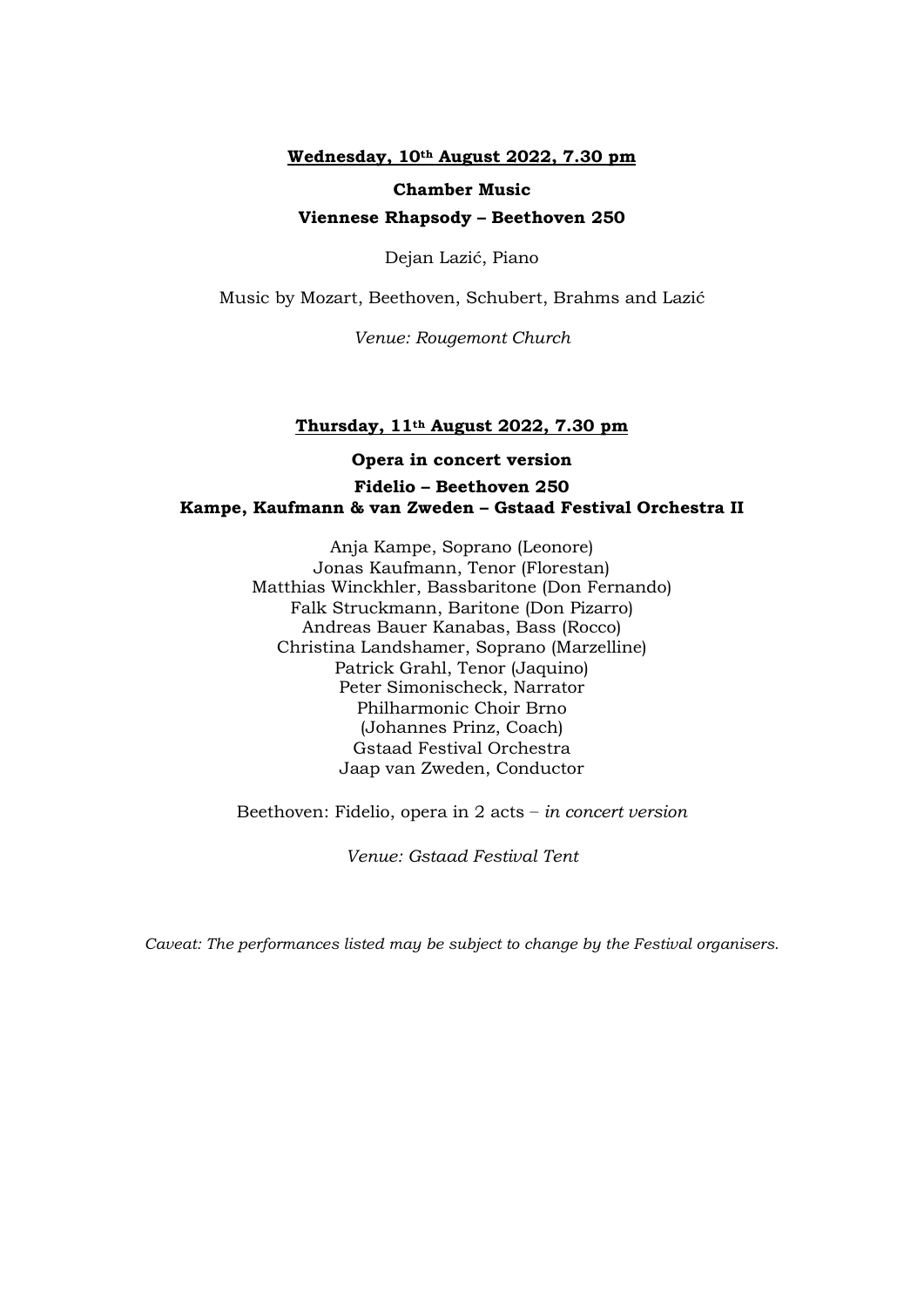**Wednesday, 10th August 2022, 7.30 pm**

**Chamber Music**

**Viennese Rhapsody – Beethoven 250**

Dejan Lazić, Piano

Music by Mozart, Beethoven, Schubert, Brahms and Lazić

*Venue: Rougemont Church*

**Thursday, 11th August 2022, 7.30 pm**

**Opera in concert version**

**Fidelio – Beethoven 250**
**Kampe, Kaufmann & van Zweden – Gstaad Festival Orchestra II**

Anja Kampe, Soprano (Leonore)
Jonas Kaufmann, Tenor (Florestan)
Matthias Winckhler, Bassbaritone (Don Fernando)
Falk Struckmann, Baritone (Don Pizarro)
Andreas Bauer Kanabas, Bass (Rocco)
Christina Landshamer, Soprano (Marzelline)
Patrick Grahl, Tenor (Jaquino)
Peter Simonischeck, Narrator
Philharmonic Choir Brno
(Johannes Prinz, Coach)
Gstaad Festival Orchestra
Jaap van Zweden, Conductor

Beethoven: Fidelio, opera in 2 acts – *in concert version*

*Venue: Gstaad Festival Tent*

*Caveat: The performances listed may be subject to change by the Festival organisers.*